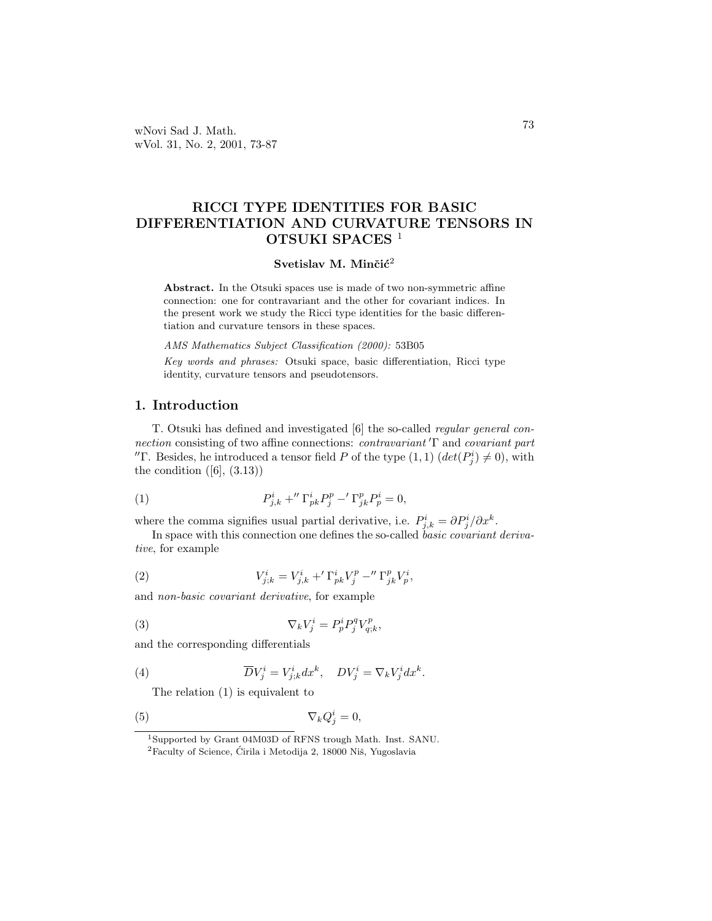# RICCI TYPE IDENTITIES FOR BASIC DIFFERENTIATION AND CURVATURE TENSORS IN OTSUKI SPACES [1]

**Svetislav M. Minčić**[2]

**Abstract.** In the Otsuki spaces use is made of two non-symmetric affine connection: one for contravariant and the other for covariant indices. In the present work we study the Ricci type identities for the basic differentiation and curvature tensors in these spaces.

*AMS Mathematics Subject Classification (2000):* 53B05

*Key words and phrases:* Otsuki space, basic differentiation, Ricci type identity, curvature tensors and pseudotensors.

## 1. Introduction

T. Otsuki has defined and investigated [6] the so-called *regular general connection* consisting of two affine connections: *contravariant* $'\Gamma$ and *covariant part* $''\Gamma$. Besides, he introduced a tensor field $P$ of the type $(1,1)$ ($det(P^i_j) \neq 0$), with the condition ([6], (3.13))

$$P^i_{j,k} +'' \Gamma^i_{pk} P^p_j -' \Gamma^p_{jk} P^i_p = 0, \tag{1}$$

where the comma signifies usual partial derivative, i.e. $P^i_{j,k} = \partial P^i_j / \partial x^k$.

In space with this connection one defines the so-called *basic covariant derivative*, for example

$$V^i_{j;k} = V^i_{j,k} +' \Gamma^i_{pk} V^p_j -'' \Gamma^p_{jk} V^i_p, \tag{2}$$

and *non-basic covariant derivative*, for example

$$\nabla_k V^i_j = P^i_p P^q_j V^p_{q;k}, \tag{3}$$

and the corresponding differentials

$$\overline{D} V^i_j = V^i_{j;k} dx^k, \quad D V^i_j = \nabla_k V^i_j dx^k. \tag{4}$$

The relation (1) is equivalent to

$$\nabla_k Q^i_j = 0, \tag{5}$$

---

[1] Supported by Grant 04M03D of RFNS trough Math. Inst. SANU.

[2] Faculty of Science, Ćirila i Metodija 2, 18000 Niš, Yugoslavia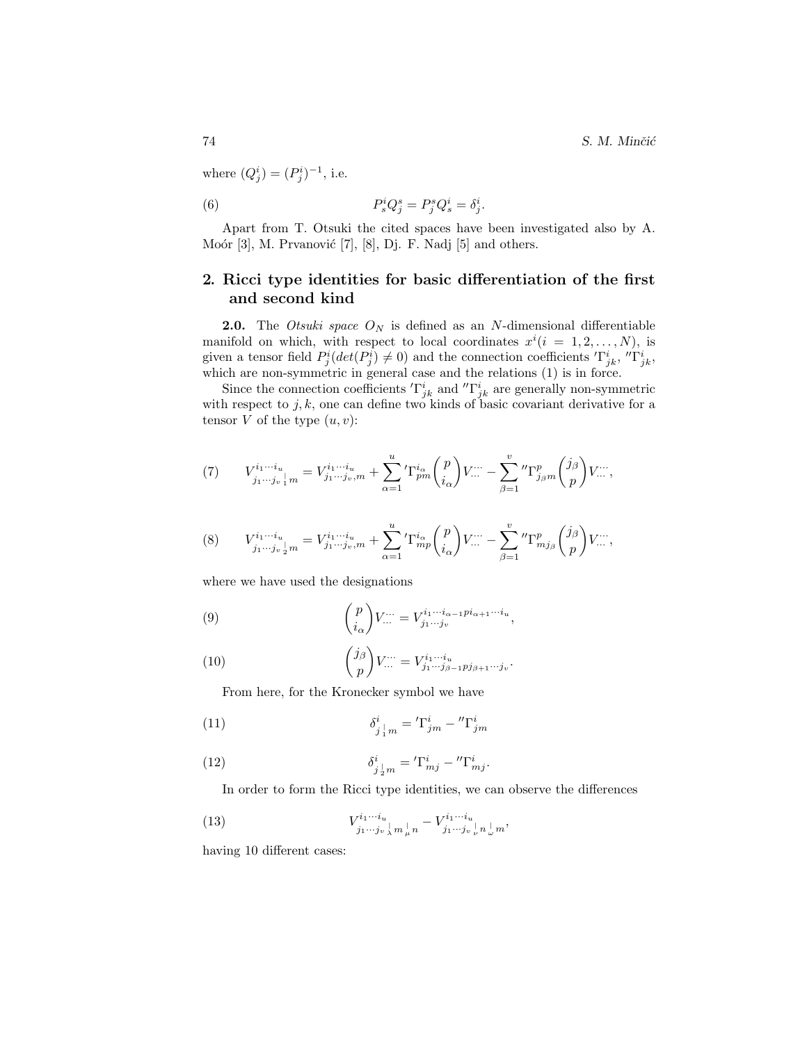where $(Q^i_j) = (P^i_j)^{-1}$, i.e.

$$P^i_s Q^s_j = P^s_j Q^i_s = \delta^i_j. \tag{6}$$

Apart from T. Otsuki the cited spaces have been investigated also by A. Moór [3], M. Prvanović [7], [8], Dj. F. Nadj [5] and others.

## 2. Ricci type identities for basic differentiation of the first and second kind

**2.0.** The *Otsuki space* $O_N$ is defined as an $N$-dimensional differentiable manifold on which, with respect to local coordinates $x^i (i = 1, 2, \ldots, N)$, is given a tensor field $P^i_j (det(P^i_j) \neq 0)$ and the connection coefficients ${}'\Gamma^i_{jk}$, ${}''\Gamma^i_{jk}$, which are non-symmetric in general case and the relations (1) is in force.

Since the connection coefficients ${}'\Gamma^i_{jk}$ and ${}''\Gamma^i_{jk}$ are generally non-symmetric with respect to $j, k$, one can define two kinds of basic covariant derivative for a tensor $V$ of the type $(u, v)$:

$$V^{i_1 \cdots i_u}_{j_1 \cdots j_v \underset{1}{\mid} m} = V^{i_1 \cdots i_u}_{j_1 \cdots j_v, m} + \sum_{\alpha=1}^{u} {}'\Gamma^{i_\alpha}_{pm} \binom{p}{i_\alpha} V^{\cdots}_{\cdots} - \sum_{\beta=1}^{v} {}''\Gamma^{p}_{j_\beta m} \binom{j_\beta}{p} V^{\cdots}_{\cdots}, \tag{7}$$

$$V^{i_1 \cdots i_u}_{j_1 \cdots j_v \underset{2}{\mid} m} = V^{i_1 \cdots i_u}_{j_1 \cdots j_v, m} + \sum_{\alpha=1}^{u} {}'\Gamma^{i_\alpha}_{mp} \binom{p}{i_\alpha} V^{\cdots}_{\cdots} - \sum_{\beta=1}^{v} {}''\Gamma^{p}_{m j_\beta} \binom{j_\beta}{p} V^{\cdots}_{\cdots}, \tag{8}$$

where we have used the designations

$$\binom{p}{i_\alpha} V^{\cdots}_{\cdots} = V^{i_1 \cdots i_{\alpha-1} p i_{\alpha+1} \cdots i_u}_{j_1 \cdots j_v}, \tag{9}$$

$$\binom{j_\beta}{p} V^{\cdots}_{\cdots} = V^{i_1 \cdots i_u}_{j_1 \cdots j_{\beta-1} p j_{\beta+1} \cdots j_v}. \tag{10}$$

From here, for the Kronecker symbol we have

$$\delta^i_{j \underset{1}{\mid} m} = {}'\Gamma^i_{jm} - {}''\Gamma^i_{jm} \tag{11}$$

$$\delta^i_{j \underset{2}{\mid} m} = {}'\Gamma^i_{mj} - {}''\Gamma^i_{mj}. \tag{12}$$

In order to form the Ricci type identities, we can observe the differences

$$V^{i_1 \cdots i_u}_{j_1 \cdots j_v \underset{\lambda}{\mid} m \underset{\mu}{\mid} n} - V^{i_1 \cdots i_u}_{j_1 \cdots j_v \underset{\nu}{\mid} n \underset{\omega}{\mid} m}, \tag{13}$$

having 10 different cases: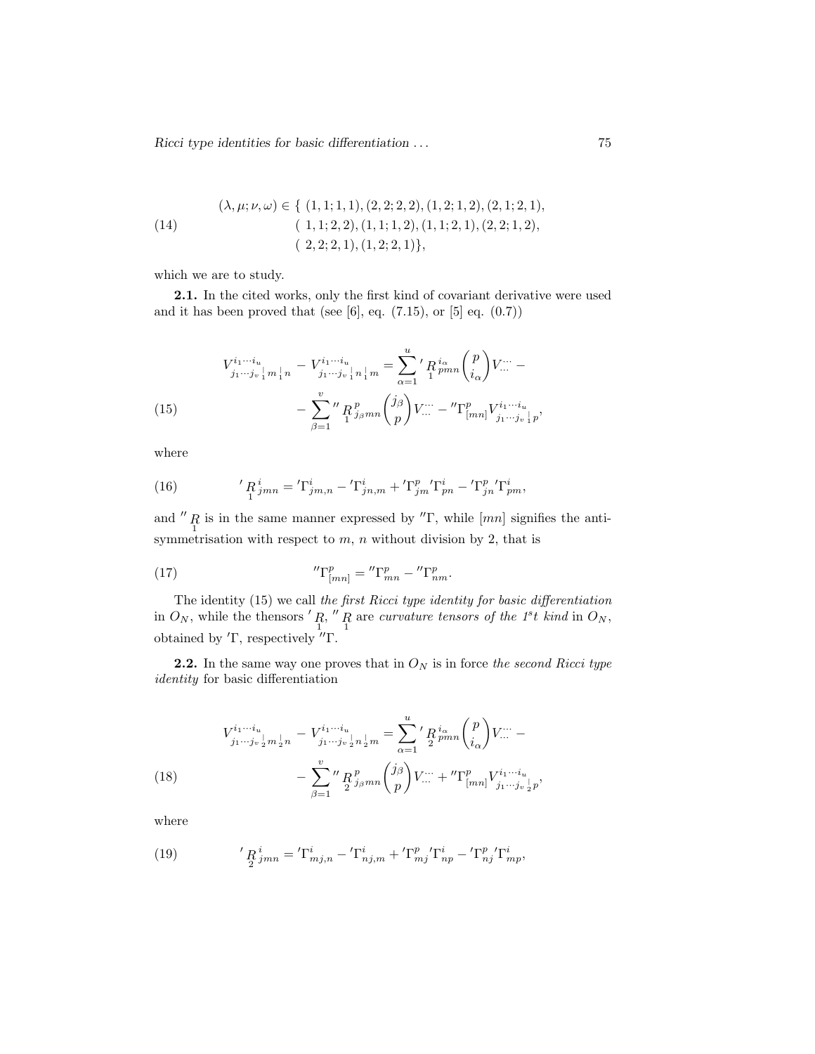$$
(\lambda,\mu;\nu,\omega)\in\{\ (1,1;1,1),(2,2;2,2),(1,2;1,2),(2,1;2,1),
(1,1;2,2),(1,1;1,2),(1,1;2,1),(2,2;1,2),
(2,2;2,1),(1,2;2,1)\},
\tag{14}
$$

which we are to study.

**2.1.** In the cited works, only the first kind of covariant derivative were used and it has been proved that (see [6], eq. (7.15), or [5] eq. (0.7))

$$
\begin{aligned}
V^{i_1\cdots i_u}_{j_1\cdots j_v \underset{1}{|} m \underset{1}{|} n} - V^{i_1\cdots i_u}_{j_1\cdots j_v \underset{1}{|} n \underset{1}{|} m} &= \sum_{\alpha=1}^{u} {}'\underset{1}{R}{}^{i_\alpha}_{pmn}\binom{p}{i_\alpha}V^{\cdots}_{\cdots} - \\
&- \sum_{\beta=1}^{v} {}''\underset{1}{R}{}^{p}_{j_\beta mn}\binom{j_\beta}{p}V^{\cdots}_{\cdots} - {}''\Gamma^{p}_{[mn]}V^{i_1\cdots i_u}_{j_1\cdots j_v \underset{1}{|} p},
\end{aligned}
\tag{15}
$$

where

$$
{}'\underset{1}{R}{}^{i}_{jmn} = {}'\Gamma^{i}_{jm,n} - {}'\Gamma^{i}_{jn,m} + {}'\Gamma^{p}_{jm}{}'\Gamma^{i}_{pn} - {}'\Gamma^{p}_{jn}{}'\Gamma^{i}_{pm},
\tag{16}
$$

and ${}''\underset{1}{R}$ is in the same manner expressed by ${}''\Gamma$, while $[mn]$ signifies the antisymmetrisation with respect to $m$, $n$ without division by 2, that is

$$
{}''\Gamma^{p}_{[mn]} = {}''\Gamma^{p}_{mn} - {}''\Gamma^{p}_{nm}.
\tag{17}
$$

The identity (15) we call *the first Ricci type identity for basic differentiation* in $O_N$, while the thensors ${}'\underset{1}{R}$, ${}''\underset{1}{R}$ are *curvature tensors of the* $1^st$ *kind* in $O_N$, obtained by ${}'\Gamma$, respectively ${}''\Gamma$.

**2.2.** In the same way one proves that in $O_N$ is in force *the second Ricci type identity* for basic differentiation

$$
\begin{aligned}
V^{i_1\cdots i_u}_{j_1\cdots j_v \underset{2}{|} m \underset{2}{|} n} - V^{i_1\cdots i_u}_{j_1\cdots j_v \underset{2}{|} n \underset{2}{|} m} &= \sum_{\alpha=1}^{u} {}'\underset{2}{R}{}^{i_\alpha}_{pmn}\binom{p}{i_\alpha}V^{\cdots}_{\cdots} - \\
&- \sum_{\beta=1}^{v} {}''\underset{2}{R}{}^{p}_{j_\beta mn}\binom{j_\beta}{p}V^{\cdots}_{\cdots} + {}''\Gamma^{p}_{[mn]}V^{i_1\cdots i_u}_{j_1\cdots j_v \underset{2}{|} p},
\end{aligned}
\tag{18}
$$

where

$$
{}'\underset{2}{R}{}^{i}_{jmn} = {}'\Gamma^{i}_{mj,n} - {}'\Gamma^{i}_{nj,m} + {}'\Gamma^{p}_{mj}{}'\Gamma^{i}_{np} - {}'\Gamma^{p}_{nj}{}'\Gamma^{i}_{mp},
\tag{19}
$$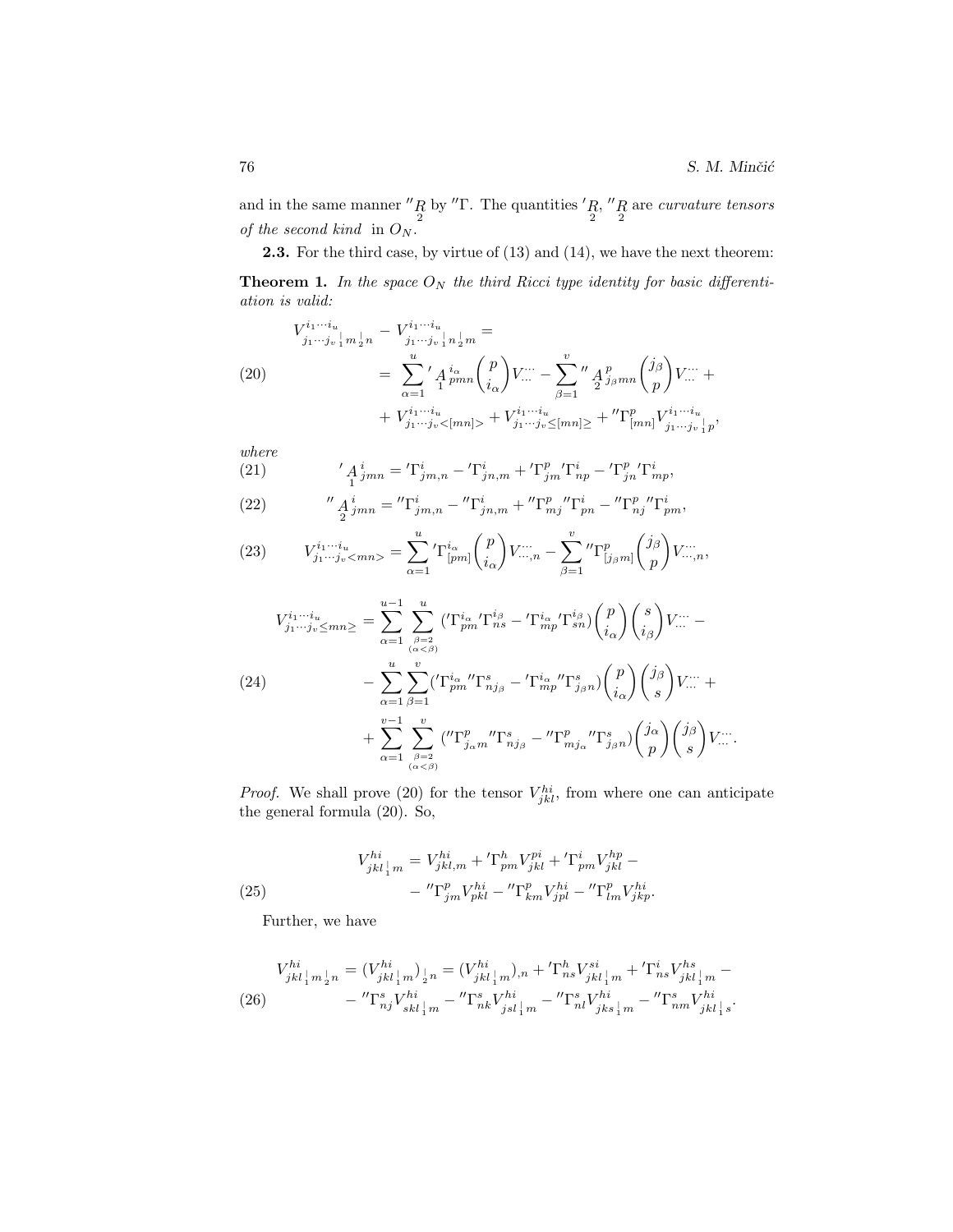and in the same manner $\underset{2}{''R}$ by $''\Gamma$. The quantities $\underset{2}{'R}$, $\underset{2}{''R}$ are *curvature tensors of the second kind* in $O_N$.

**2.3.** For the third case, by virtue of (13) and (14), we have the next theorem:

**Theorem 1.** *In the space $O_N$ the third Ricci type identity for basic differentiation is valid:*

$$
\begin{aligned}
&V^{i_1\cdots i_u}_{j_1\cdots j_v\underset{1}{|}m\underset{2}{|}n} - V^{i_1\cdots i_u}_{j_1\cdots j_v\underset{1}{|}n\underset{2}{|}m} = \\
&\qquad = \sum_{\alpha=1}^{u} \underset{1}{'A}{}^{i_\alpha}_{pmn}\binom{p}{i_\alpha}V^{\cdots}_{\cdots} - \sum_{\beta=1}^{v} \underset{2}{''A}{}^{p}_{j_\beta mn}\binom{j_\beta}{p}V^{\cdots}_{\cdots} + \\
&\qquad + V^{i_1\cdots i_u}_{j_1\cdots j_v<[mn]>} + V^{i_1\cdots i_u}_{j_1\cdots j_v\leq[mn]\geq} + {''\Gamma}^{p}_{[mn]}V^{i_1\cdots i_u}_{j_1\cdots j_v\underset{1}{|}p},
\end{aligned}
\tag{20}
$$

*where*

$$
\underset{1}{'A}{}^{i}_{jmn} = {'\Gamma}^{i}_{jm,n} - {'\Gamma}^{i}_{jn,m} + {'\Gamma}^{p}_{jm}{'\Gamma}^{i}_{np} - {'\Gamma}^{p}_{jn}{'\Gamma}^{i}_{mp},
\tag{21}
$$

$$
\underset{2}{''A}{}^{i}_{jmn} = {''\Gamma}^{i}_{jm,n} - {''\Gamma}^{i}_{jn,m} + {''\Gamma}^{p}_{mj}{''\Gamma}^{i}_{pn} - {''\Gamma}^{p}_{nj}{''\Gamma}^{i}_{pm},
\tag{22}
$$

$$
V^{i_1\cdots i_u}_{j_1\cdots j_v<mn>} = \sum_{\alpha=1}^{u} {'\Gamma}^{i_\alpha}_{[pm]}\binom{p}{i_\alpha}V^{\cdots}_{\cdots,n} - \sum_{\beta=1}^{v} {''\Gamma}^{p}_{[j_\beta m]}\binom{j_\beta}{p}V^{\cdots}_{\cdots,n},
\tag{23}
$$

$$
\begin{aligned}
V^{i_1\cdots i_u}_{j_1\cdots j_v\leq mn\geq} &= \sum_{\alpha=1}^{u-1}\sum_{\substack{\beta=2\\(\alpha<\beta)}}^{u} ({'\Gamma}^{i_\alpha}_{pm}{'\Gamma}^{i_\beta}_{ns} - {'\Gamma}^{i_\alpha}_{mp}{'\Gamma}^{i_\beta}_{sn})\binom{p}{i_\alpha}\binom{s}{i_\beta}V^{\cdots}_{\cdots} - \\
&- \sum_{\alpha=1}^{u}\sum_{\beta=1}^{v}({'\Gamma}^{i_\alpha}_{pm}{''\Gamma}^{s}_{nj_\beta} - {'\Gamma}^{i_\alpha}_{mp}{''\Gamma}^{s}_{j_\beta n})\binom{p}{i_\alpha}\binom{j_\beta}{s}V^{\cdots}_{\cdots} + \\
&+ \sum_{\alpha=1}^{v-1}\sum_{\substack{\beta=2\\(\alpha<\beta)}}^{v} ({''\Gamma}^{p}_{j_\alpha m}{''\Gamma}^{s}_{nj_\beta} - {''\Gamma}^{p}_{mj_\alpha}{''\Gamma}^{s}_{j_\beta n})\binom{j_\alpha}{p}\binom{j_\beta}{s}V^{\cdots}_{\cdots}.
\end{aligned}
\tag{24}
$$

*Proof.* We shall prove (20) for the tensor $V^{hi}_{jkl}$, from where one can anticipate the general formula (20). So,

$$
\begin{aligned}
V^{hi}_{jkl\underset{1}{|}m} &= V^{hi}_{jkl,m} + {'\Gamma}^{h}_{pm}V^{pi}_{jkl} + {'\Gamma}^{i}_{pm}V^{hp}_{jkl} - \\
&- {''\Gamma}^{p}_{jm}V^{hi}_{pkl} - {''\Gamma}^{p}_{km}V^{hi}_{jpl} - {''\Gamma}^{p}_{lm}V^{hi}_{jkp}.
\end{aligned}
\tag{25}
$$

Further, we have

$$
\begin{aligned}
V^{hi}_{jkl\underset{1}{|}m\underset{2}{|}n} &= (V^{hi}_{jkl\underset{1}{|}m})_{\underset{2}{|}n} = (V^{hi}_{jkl\underset{1}{|}m})_{,n} + {'\Gamma}^{h}_{ns}V^{si}_{jkl\underset{1}{|}m} + {'\Gamma}^{i}_{ns}V^{hs}_{jkl\underset{1}{|}m} - \\
&- {''\Gamma}^{s}_{nj}V^{hi}_{skl\underset{1}{|}m} - {''\Gamma}^{s}_{nk}V^{hi}_{jsl\underset{1}{|}m} - {''\Gamma}^{s}_{nl}V^{hi}_{jks\underset{1}{|}m} - {''\Gamma}^{s}_{nm}V^{hi}_{jkl\underset{1}{|}s}.
\end{aligned}
\tag{26}
$$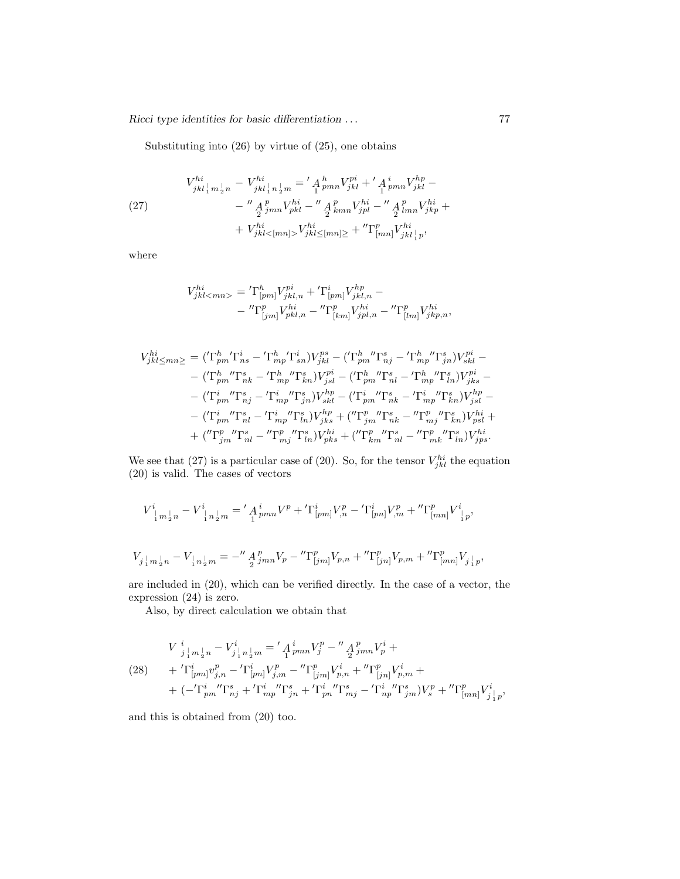Substituting into (26) by virtue of (25), one obtains

$$
\begin{aligned}
(27)\qquad V^{hi}_{jkl\underset{1}{|}m\underset{2}{|}n} - V^{hi}_{jkl\underset{1}{|}n\underset{2}{|}m} &= {}'\underset{1}{A}{}^{h}_{pmn}V^{pi}_{jkl} + {}'\underset{1}{A}{}^{i}_{pmn}V^{hp}_{jkl} - \\
&- {}''\underset{2}{A}{}^{p}_{jmn}V^{hi}_{pkl} - {}''\underset{2}{A}{}^{p}_{kmn}V^{hi}_{jpl} - {}''\underset{2}{A}{}^{p}_{lmn}V^{hi}_{jkp} + \\
&+ V^{hi}_{jkl<[mn]>}V^{hi}_{jkl\leq[mn]\geq} + {}''\Gamma^{p}_{[mn]}V^{hi}_{jkl\underset{1}{|}p},
\end{aligned}
$$

where

$$
\begin{aligned}
V^{hi}_{jkl<mn>} &= {}'\Gamma^{h}_{[pm]}V^{pi}_{jkl,n} + {}'\Gamma^{i}_{[pm]}V^{hp}_{jkl,n} - \\
&- {}''\Gamma^{p}_{[jm]}V^{hi}_{pkl,n} - {}''\Gamma^{p}_{[km]}V^{hi}_{jpl,n} - {}''\Gamma^{p}_{[lm]}V^{hi}_{jkp,n},
\end{aligned}
$$

$$
\begin{aligned}
V^{hi}_{jkl\leq mn\geq} &= ({}'\Gamma^{h}_{pm}{}'\Gamma^{i}_{ns} - {}'\Gamma^{h}_{mp}{}'\Gamma^{i}_{sn})V^{ps}_{jkl} - ({}'\Gamma^{h}_{pm}{}''\Gamma^{s}_{nj} - {}'\Gamma^{h}_{mp}{}''\Gamma^{s}_{jn})V^{pi}_{skl} - \\
&- ({}'\Gamma^{h}_{pm}{}''\Gamma^{s}_{nk} - {}'\Gamma^{h}_{mp}{}''\Gamma^{s}_{kn})V^{pi}_{jsl} - ({}'\Gamma^{h}_{pm}{}''\Gamma^{s}_{nl} - {}'\Gamma^{h}_{mp}{}''\Gamma^{s}_{ln})V^{pi}_{jks} - \\
&- ({}'\Gamma^{i}_{pm}{}''\Gamma^{s}_{nj} - {}'\Gamma^{i}_{mp}{}''\Gamma^{s}_{jn})V^{hp}_{skl} - ({}'\Gamma^{i}_{pm}{}''\Gamma^{s}_{nk} - {}'\Gamma^{i}_{mp}{}''\Gamma^{s}_{kn})V^{hp}_{jsl} - \\
&- ({}'\Gamma^{i}_{pm}{}''\Gamma^{s}_{nl} - {}'\Gamma^{i}_{mp}{}''\Gamma^{s}_{ln})V^{hp}_{jks} + ({}''\Gamma^{p}_{jm}{}''\Gamma^{s}_{nk} - {}''\Gamma^{p}_{mj}{}''\Gamma^{s}_{kn})V^{hi}_{psl} + \\
&+ ({}''\Gamma^{p}_{jm}{}''\Gamma^{s}_{nl} - {}''\Gamma^{p}_{mj}{}''\Gamma^{s}_{ln})V^{hi}_{pks} + ({}''\Gamma^{p}_{km}{}''\Gamma^{s}_{nl} - {}''\Gamma^{p}_{mk}{}''\Gamma^{s}_{ln})V^{hi}_{jps}.
\end{aligned}
$$

We see that (27) is a particular case of (20). So, for the tensor $V^{hi}_{jkl}$ the equation (20) is valid. The cases of vectors

$$
V^{i}_{\underset{1}{|}m\underset{2}{|}n} - V^{i}_{\underset{1}{|}n\underset{2}{|}m} = {}'\underset{1}{A}{}^{i}_{pmn}V^{p} + {}'\Gamma^{i}_{[pm]}V^{p}_{,n} - {}'\Gamma^{i}_{[pn]}V^{p}_{,m} + {}''\Gamma^{p}_{[mn]}V^{i}_{\underset{1}{|}p},
$$

$$
V_{j\underset{1}{|}m\underset{2}{|}n} - V_{\underset{1}{|}n\underset{2}{|}m} = -{}''\underset{2}{A}{}^{p}_{jmn}V_{p} - {}''\Gamma^{p}_{[jm]}V_{p,n} + {}''\Gamma^{p}_{[jn]}V_{p,m} + {}''\Gamma^{p}_{[mn]}V_{j\underset{1}{|}p},
$$

are included in (20), which can be verified directly. In the case of a vector, the expression (24) is zero.

Also, by direct calculation we obtain that

$$
\begin{aligned}
(28)\qquad & V^{\ i}_{j\underset{1}{|}m\underset{2}{|}n} - V^{i}_{j\underset{1}{|}n\underset{2}{|}m} = {}'\underset{1}{A}{}^{i}_{pmn}V^{p}_{j} - {}''\underset{2}{A}{}^{p}_{jmn}V^{i}_{p} + \\
&+ {}'\Gamma^{i}_{[pm]}v^{p}_{j,n} - {}'\Gamma^{i}_{[pn]}V^{p}_{j,m} - {}''\Gamma^{p}_{[jm]}V^{i}_{p,n} + {}''\Gamma^{p}_{[jn]}V^{i}_{p,m} + \\
&+ (-{}'\Gamma^{i}_{pm}{}''\Gamma^{s}_{nj} + {}'\Gamma^{i}_{mp}{}''\Gamma^{s}_{jn} + {}'\Gamma^{i}_{pn}{}''\Gamma^{s}_{mj} - {}'\Gamma^{i}_{np}{}''\Gamma^{s}_{jm})V^{p}_{s} + {}''\Gamma^{p}_{[mn]}V^{i}_{j\underset{1}{|}p},
\end{aligned}
$$

and this is obtained from (20) too.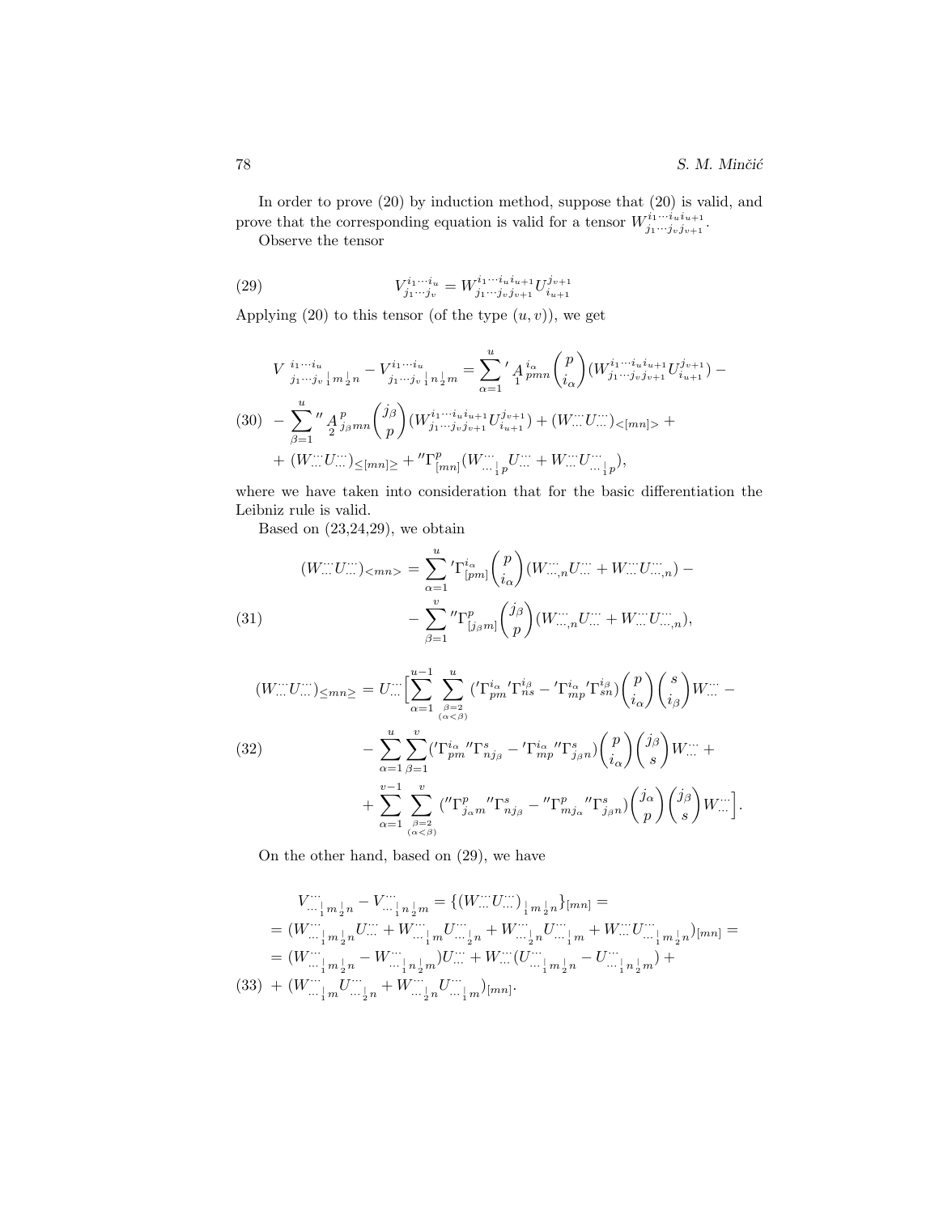In order to prove (20) by induction method, suppose that (20) is valid, and prove that the corresponding equation is valid for a tensor $W^{i_1\cdots i_u i_{u+1}}_{j_1\cdots j_v j_{v+1}}$.

Observe the tensor

$$
V^{i_1\cdots i_u}_{j_1\cdots j_v} = W^{i_1\cdots i_u i_{u+1}}_{j_1\cdots j_v j_{v+1}} U^{j_{v+1}}_{i_{u+1}} \tag{29}
$$

Applying (20) to this tensor (of the type $(u,v)$), we get

$$
\begin{aligned}
&V^{\ i_1\cdots i_u}_{\ j_1\cdots j_v \underset{1}{|} m \underset{2}{|} n} - V^{i_1\cdots i_u}_{j_1\cdots j_v \underset{1}{|} n \underset{2}{|} m} = \sum_{\alpha=1}^{u} {}' \underset{1}{A}{}^{i_\alpha}_{pmn} \binom{p}{i_\alpha} (W^{i_1\cdots i_u i_{u+1}}_{j_1\cdots j_v j_{v+1}} U^{j_{v+1}}_{i_{u+1}}) - \\
&- \sum_{\beta=1}^{u} {}'' \underset{2}{A}{}^{p}_{j_\beta mn} \binom{j_\beta}{p} (W^{i_1\cdots i_u i_{u+1}}_{j_1\cdots j_v j_{v+1}} U^{j_{v+1}}_{i_{u+1}}) + (W^{\cdots}_{\cdots} U^{\cdots}_{\cdots})_{<[mn]>} + \\
&+ (W^{\cdots}_{\cdots} U^{\cdots}_{\cdots})_{\leq [mn] \geq} + {}''\Gamma^{p}_{[mn]} (W^{\cdots}_{\cdots \underset{1}{|} p} U^{\cdots}_{\cdots} + W^{\cdots}_{\cdots} U^{\cdots}_{\cdots \underset{1}{|} p}),
\end{aligned} \tag{30}
$$

where we have taken into consideration that for the basic differentiation the Leibniz rule is valid.

Based on (23,24,29), we obtain

$$
\begin{aligned}
(W^{\cdots}_{\cdots} U^{\cdots}_{\cdots})_{<mn>} = &\sum_{\alpha=1}^{u} {}'\Gamma^{i_\alpha}_{[pm]} \binom{p}{i_\alpha} (W^{\cdots}_{\cdots,n} U^{\cdots}_{\cdots} + W^{\cdots}_{\cdots} U^{\cdots}_{\cdots,n}) - \\
&- \sum_{\beta=1}^{v} {}''\Gamma^{p}_{[j_\beta m]} \binom{j_\beta}{p} (W^{\cdots}_{\cdots,n} U^{\cdots}_{\cdots} + W^{\cdots}_{\cdots} U^{\cdots}_{\cdots,n}),
\end{aligned} \tag{31}
$$

$$
\begin{aligned}
(W^{\cdots}_{\cdots} U^{\cdots}_{\cdots})_{\leq mn \geq} = U^{\cdots}_{\cdots} \Big[ &\sum_{\alpha=1}^{u-1} \sum_{\substack{\beta=2 \\ (\alpha<\beta)}}^{u} ({}'\Gamma^{i_\alpha}_{pm} {}'\Gamma^{i_\beta}_{ns} - {}'\Gamma^{i_\alpha}_{mp} {}'\Gamma^{i_\beta}_{sn}) \binom{p}{i_\alpha} \binom{s}{i_\beta} W^{\cdots}_{\cdots} - \\
&- \sum_{\alpha=1}^{u} \sum_{\beta=1}^{v} ({}'\Gamma^{i_\alpha}_{pm} {}''\Gamma^{s}_{nj_\beta} - {}'\Gamma^{i_\alpha}_{mp} {}''\Gamma^{s}_{j_\beta n}) \binom{p}{i_\alpha} \binom{j_\beta}{s} W^{\cdots}_{\cdots} + \\
&+ \sum_{\alpha=1}^{v-1} \sum_{\substack{\beta=2 \\ (\alpha<\beta)}}^{v} ({}''\Gamma^{p}_{j_\alpha m} {}''\Gamma^{s}_{nj_\beta} - {}''\Gamma^{p}_{mj_\alpha} {}''\Gamma^{s}_{j_\beta n}) \binom{j_\alpha}{p} \binom{j_\beta}{s} W^{\cdots}_{\cdots} \Big].
\end{aligned} \tag{32}
$$

On the other hand, based on (29), we have

$$
\begin{aligned}
&V^{\cdots}_{\cdots \underset{1}{|} m \underset{2}{|} n} - V^{\cdots}_{\cdots \underset{1}{|} n \underset{2}{|} m} = \{ (W^{\cdots}_{\cdots} U^{\cdots}_{\cdots})_{\underset{1}{|} m \underset{2}{|} n} \}_{[mn]} = \\
&= (W^{\cdots}_{\cdots \underset{1}{|} m \underset{2}{|} n} U^{\cdots}_{\cdots} + W^{\cdots}_{\cdots \underset{1}{|} m} U^{\cdots}_{\cdots \underset{2}{|} n} + W^{\cdots}_{\cdots \underset{2}{|} n} U^{\cdots}_{\cdots \underset{1}{|} m} + W^{\cdots}_{\cdots} U^{\cdots}_{\cdots \underset{1}{|} m \underset{2}{|} n})_{[mn]} = \\
&= (W^{\cdots}_{\cdots \underset{1}{|} m \underset{2}{|} n} - W^{\cdots}_{\cdots \underset{1}{|} n \underset{2}{|} m}) U^{\cdots}_{\cdots} + W^{\cdots}_{\cdots} (U^{\cdots}_{\cdots \underset{1}{|} m \underset{2}{|} n} - U^{\cdots}_{\cdots \underset{1}{|} n \underset{2}{|} m}) + \\
&+ (W^{\cdots}_{\cdots \underset{1}{|} m} U^{\cdots}_{\cdots \underset{2}{|} n} + W^{\cdots}_{\cdots \underset{2}{|} n} U^{\cdots}_{\cdots \underset{1}{|} m})_{[mn]}.
\end{aligned} \tag{33}
$$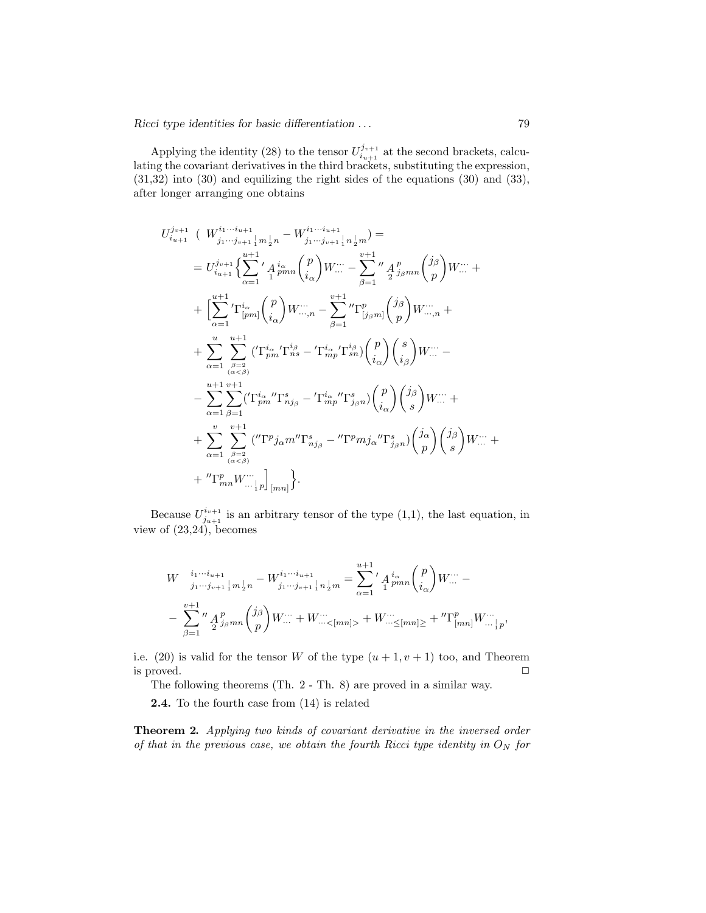Applying the identity (28) to the tensor $U^{j_{v+1}}_{i_{u+1}}$ at the second brackets, calculating the covariant derivatives in the third brackets, substituting the expression, (31,32) into (30) and equilizing the right sides of the equations (30) and (33), after longer arranging one obtains

$$
\begin{aligned}
U^{j_{v+1}}_{i_{u+1}} \ & ( \ W^{i_1\cdots i_{u+1}}_{j_1\cdots j_{v+1}\underset{1}{|}m\underset{2}{|}n} - W^{i_1\cdots i_{u+1}}_{j_1\cdots j_{v+1}\underset{1}{|}n\underset{2}{|}m}) = \\
&= U^{j_{v+1}}_{i_{u+1}} \Big\{ \sum_{\alpha=1}^{u+1}{}' \underset{1}{A}{}^{i_\alpha}_{pmn} \binom{p}{i_\alpha} W^{\cdots}_{\cdots} - \sum_{\beta=1}^{v+1}{}'' \underset{2}{A}{}^{p}_{j_\beta mn} \binom{j_\beta}{p} W^{\cdots}_{\cdots} + \\
&+ \Big[ \sum_{\alpha=1}^{u+1} {}'\Gamma^{i_\alpha}_{[pm]} \binom{p}{i_\alpha} W^{\cdots}_{\cdots,n} - \sum_{\beta=1}^{v+1} {}''\Gamma^{p}_{[j_\beta m]} \binom{j_\beta}{p} W^{\cdots}_{\cdots,n} + \\
&+ \sum_{\alpha=1}^{u} \sum_{\substack{\beta=2 \\ (\alpha<\beta)}}^{u+1} ({}'\Gamma^{i_\alpha}_{pm} {}'\Gamma^{i_\beta}_{ns} - {}'\Gamma^{i_\alpha}_{mp} {}'\Gamma^{i_\beta}_{sn}) \binom{p}{i_\alpha} \binom{s}{i_\beta} W^{\cdots}_{\cdots} - \\
&- \sum_{\alpha=1}^{u+1} \sum_{\beta=1}^{v+1} ({}'\Gamma^{i_\alpha}_{pm} {}''\Gamma^{s}_{nj_\beta} - {}'\Gamma^{i_\alpha}_{mp} {}''\Gamma^{s}_{j_\beta n}) \binom{p}{i_\alpha} \binom{j_\beta}{s} W^{\cdots}_{\cdots} + \\
&+ \sum_{\alpha=1}^{v} \sum_{\substack{\beta=2 \\ (\alpha<\beta)}}^{v+1} ({}''\Gamma^p j_\alpha m {}''\Gamma^{s}_{nj_\beta} - {}''\Gamma^p m j_\alpha {}''\Gamma^{s}_{j_\beta n}) \binom{j_\alpha}{p} \binom{j_\beta}{s} W^{\cdots}_{\cdots} + \\
&+ {}''\Gamma^{p}_{mn} W^{\cdots}_{\cdots\underset{1}{|}p} \Big]_{[mn]} \Big\}.
\end{aligned}
$$

Because $U^{i_{v+1}}_{j_{u+1}}$ is an arbitrary tensor of the type (1,1), the last equation, in view of (23,24), becomes

$$
\begin{aligned}
W^{\ \ i_1\cdots i_{u+1}}_{j_1\cdots j_{v+1}\underset{1}{|}m\underset{2}{|}n} - W^{i_1\cdots i_{u+1}}_{j_1\cdots j_{v+1}\underset{1}{|}n\underset{2}{|}m} &= \sum_{\alpha=1}^{u+1}{}' \underset{1}{A}{}^{i_\alpha}_{pmn} \binom{p}{i_\alpha} W^{\cdots}_{\cdots} - \\
- \sum_{\beta=1}^{v+1}{}'' \underset{2}{A}{}^{p}_{j_\beta mn} \binom{j_\beta}{p} W^{\cdots}_{\cdots} + W^{\cdots}_{\cdots<[mn]>} &+ W^{\cdots}_{\cdots\leq[mn]\geq} + {}''\Gamma^{p}_{[mn]} W^{\cdots}_{\cdots\underset{1}{|}p},
\end{aligned}
$$

i.e. (20) is valid for the tensor $W$ of the type $(u+1, v+1)$ too, and Theorem is proved. □

The following theorems (Th. 2 - Th. 8) are proved in a similar way.

**2.4.** To the fourth case from (14) is related

**Theorem 2.** *Applying two kinds of covariant derivative in the inversed order of that in the previous case, we obtain the fourth Ricci type identity in* $O_N$ *for*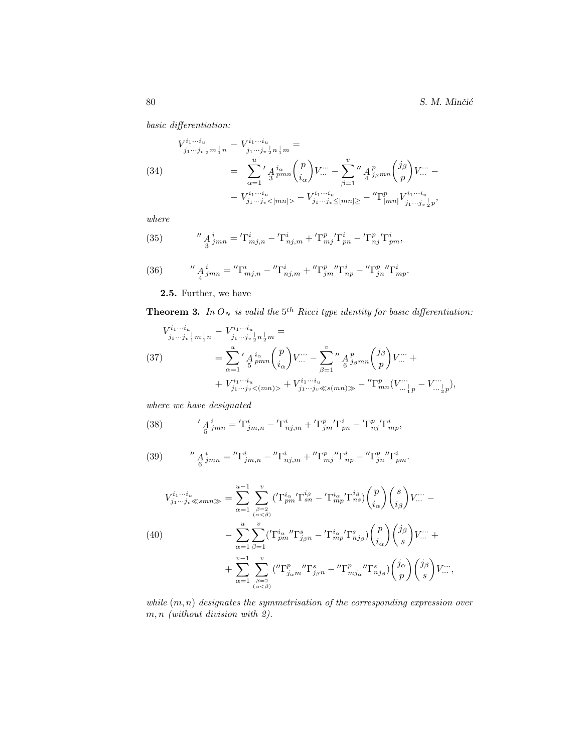*basic differentiation:*

$$
\begin{aligned}
&V^{i_1\cdots i_u}_{j_1\cdots j_v\underset{2}{|}m\underset{1}{|}n} - V^{i_1\cdots i_u}_{j_1\cdots j_v\underset{2}{|}n\underset{1}{|}m} = \\
&\qquad = \sum_{\alpha=1}^{u} {}'\underset{3}{A}{}^{i_\alpha}_{pmn}\binom{p}{i_\alpha}V^{\cdots}_{\cdots} - \sum_{\beta=1}^{v} {}''\underset{4}{A}{}^{p}_{j_\beta mn}\binom{j_\beta}{p}V^{\cdots}_{\cdots} - \\
&\qquad - V^{i_1\cdots i_u}_{j_1\cdots j_v<[mn]>} - V^{i_1\cdots i_u}_{j_1\cdots j_v\le[mn]\ge} - {}''\Gamma^p_{[mn]}V^{i_1\cdots i_u}_{j_1\cdots j_v\underset{2}{|}p},
\end{aligned}
\tag{34}
$$

*where*

$$
{}''\underset{3}{A}{}^{i}_{jmn} = {}'\Gamma^i_{mj,n} - {}'\Gamma^i_{nj,m} + {}'\Gamma^p_{mj}{}'\Gamma^i_{pn} - {}'\Gamma^p_{nj}{}'\Gamma^i_{pm},
\tag{35}
$$

$$
{}''\underset{4}{A}{}^{i}_{jmn} = {}''\Gamma^i_{mj,n} - {}''\Gamma^i_{nj,m} + {}''\Gamma^p_{jm}{}''\Gamma^i_{np} - {}''\Gamma^p_{jn}{}''\Gamma^i_{mp}.
\tag{36}
$$

**2.5.** Further, we have

**Theorem 3.** *In $O_N$ is valid the $5^{th}$ Ricci type identity for basic differentiation:*

$$
\begin{aligned}
&V^{i_1\cdots i_u}_{j_1\cdots j_v\underset{1}{|}m\underset{1}{|}n} - V^{i_1\cdots i_u}_{j_1\cdots j_v\underset{2}{|}n\underset{2}{|}m} = \\
&\qquad = \sum_{\alpha=1}^{u} {}'\underset{5}{A}{}^{i_\alpha}_{pmn}\binom{p}{i_\alpha}V^{\cdots}_{\cdots} - \sum_{\beta=1}^{v} {}''\underset{6}{A}{}^{p}_{j_\beta mn}\binom{j_\beta}{p}V^{\cdots}_{\cdots} + \\
&\qquad + V^{i_1\cdots i_u}_{j_1\cdots j_v<(mn)>} + V^{i_1\cdots i_u}_{j_1\cdots j_v\ll s(mn)\gg} - {}''\Gamma^p_{mn}(V^{\cdots}_{\cdots\underset{1}{|}p} - V^{\cdots}_{\cdots\underset{2}{|}p}),
\end{aligned}
\tag{37}
$$

*where we have designated*

$$
{}'\underset{5}{A}{}^{i}_{jmn} = {}'\Gamma^i_{jm,n} - {}'\Gamma^i_{nj,m} + {}'\Gamma^p_{jm}{}'\Gamma^i_{pn} - {}'\Gamma^p_{nj}{}'\Gamma^i_{mp},
\tag{38}
$$

$$
{}''\underset{6}{A}{}^{i}_{jmn} = {}''\Gamma^i_{jm,n} - {}''\Gamma^i_{nj,m} + {}''\Gamma^p_{mj}{}''\Gamma^i_{np} - {}''\Gamma^p_{jn}{}''\Gamma^i_{pm}.
\tag{39}
$$

$$
\begin{aligned}
V^{i_1\cdots i_u}_{j_1\cdots j_v\ll smn\gg} &= \sum_{\alpha=1}^{u-1}\sum_{\substack{\beta=2\\(\alpha<\beta)}}^{v} ({}'\Gamma^{i_\alpha}_{pm}{}'\Gamma^{i_\beta}_{sn} - {}'\Gamma^{i_\alpha}_{mp}{}'\Gamma^{i_\beta}_{ns})\binom{p}{i_\alpha}\binom{s}{i_\beta}V^{\cdots}_{\cdots} - \\
&- \sum_{\alpha=1}^{u}\sum_{\beta=1}^{v}({}'\Gamma^{i_\alpha}_{pm}{}''\Gamma^{s}_{j_\beta n} - {}'\Gamma^{i_\alpha}_{mp}{}'\Gamma^{s}_{nj_\beta})\binom{p}{i_\alpha}\binom{j_\beta}{s}V^{\cdots}_{\cdots} + \\
&+ \sum_{\alpha=1}^{v-1}\sum_{\substack{\beta=2\\(\alpha<\beta)}}^{v} ({}''\Gamma^{p}_{j_\alpha m}{}''\Gamma^{s}_{j_\beta n} - {}''\Gamma^{p}_{mj_\alpha}{}''\Gamma^{s}_{nj_\beta})\binom{j_\alpha}{p}\binom{j_\beta}{s}V^{\cdots}_{\cdots},
\end{aligned}
\tag{40}
$$

*while $(m,n)$ designates the symmetrisation of the corresponding expression over $m,n$ (without division with 2).*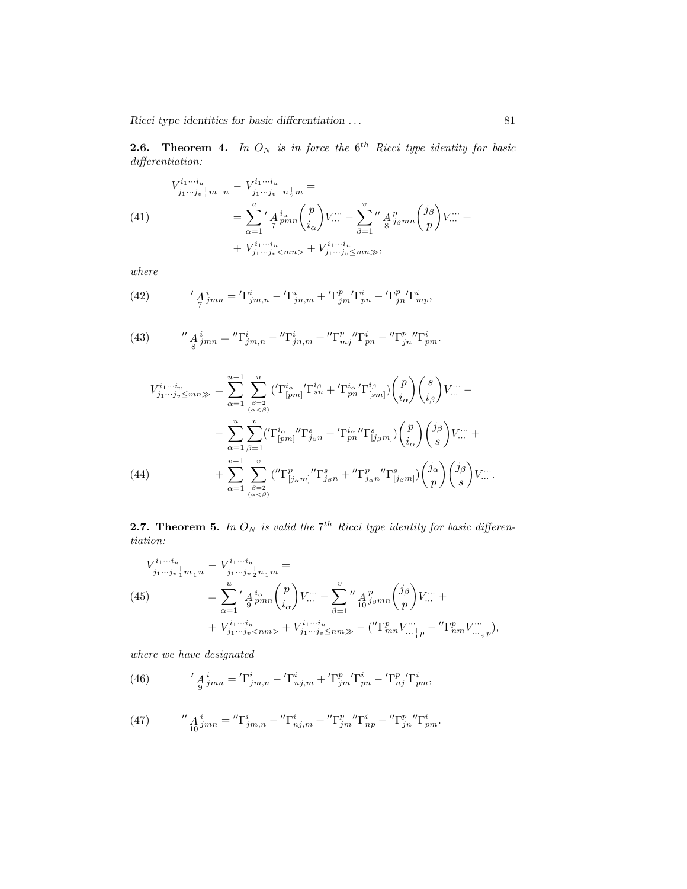**2.6. Theorem 4.** *In $O_N$ is in force the $6^{th}$ Ricci type identity for basic differentiation:*

$$
\begin{aligned}
(41)\qquad & V^{i_1\cdots i_u}_{j_1\cdots j_v\underset{1}{|}m\underset{1}{|}n} - V^{i_1\cdots i_u}_{j_1\cdots j_v\underset{1}{|}n\underset{2}{|}m} = \\
&= \sum_{\alpha=1}^{u}{}' \underset{7}{A}{}^{i_\alpha}_{pmn}\binom{p}{i_\alpha}V^{\cdots}_{\cdots} - \sum_{\beta=1}^{v}{}'' \underset{8}{A}{}^{p}_{j_\beta mn}\binom{j_\beta}{p}V^{\cdots}_{\cdots} + \\
&+ V^{i_1\cdots i_u}_{j_1\cdots j_v<mn>} + V^{i_1\cdots i_u}_{j_1\cdots j_v\leq mn\gg},
\end{aligned}
$$

*where*

$$
(42)\qquad {}'\underset{7}{A}{}^{i}_{jmn} = {}'\Gamma^i_{jm,n} - {}'\Gamma^i_{jn,m} + {}'\Gamma^p_{jm}{}'\Gamma^i_{pn} - {}'\Gamma^p_{jn}{}'\Gamma^i_{mp},
$$

$$
(43)\qquad {}''\underset{8}{A}{}^{i}_{jmn} = {}''\Gamma^i_{jm,n} - {}''\Gamma^i_{jn,m} + {}''\Gamma^p_{mj}{}''\Gamma^i_{pn} - {}''\Gamma^p_{jn}{}''\Gamma^i_{pm}.
$$

$$
\begin{aligned}
V^{i_1\cdots i_u}_{j_1\cdots j_v\leq mn\gg} &= \sum_{\alpha=1}^{u-1}\sum_{\substack{\beta=2\\(\alpha<\beta)}}^{u}({}'\Gamma^{i_\alpha}_{[pm]}{}'\Gamma^{i_\beta}_{sn} + {}'\Gamma^{i_\alpha}_{pn}{}'\Gamma^{i_\beta}_{[sm]})\binom{p}{i_\alpha}\binom{s}{i_\beta}V^{\cdots}_{\cdots} - \\
&- \sum_{\alpha=1}^{u}\sum_{\beta=1}^{v}({}'\Gamma^{i_\alpha}_{[pm]}{}''\Gamma^{s}_{j_\beta n} + {}'\Gamma^{i_\alpha}_{pn}{}''\Gamma^{s}_{[j_\beta m]})\binom{p}{i_\alpha}\binom{j_\beta}{s}V^{\cdots}_{\cdots} + \\
(44)\qquad &+ \sum_{\alpha=1}^{v-1}\sum_{\substack{\beta=2\\(\alpha<\beta)}}^{v}({}''\Gamma^{p}_{[j_\alpha m]}{}''\Gamma^{s}_{j_\beta n} + {}''\Gamma^{p}_{j_\alpha n}{}''\Gamma^{s}_{[j_\beta m]})\binom{j_\alpha}{p}\binom{j_\beta}{s}V^{\cdots}_{\cdots}.
\end{aligned}
$$

**2.7. Theorem 5.** *In $O_N$ is valid the $7^{th}$ Ricci type identity for basic differentiation:*

$$
\begin{aligned}
(45)\qquad & V^{i_1\cdots i_u}_{j_1\cdots j_v\underset{1}{|}m\underset{1}{|}n} - V^{i_1\cdots i_u}_{j_1\cdots j_v\underset{2}{|}n\underset{1}{|}m} = \\
&= \sum_{\alpha=1}^{u}{}' \underset{9}{A}{}^{i_\alpha}_{pmn}\binom{p}{i_\alpha}V^{\cdots}_{\cdots} - \sum_{\beta=1}^{v}{}'' \underset{10}{A}{}^{p}_{j_\beta mn}\binom{j_\beta}{p}V^{\cdots}_{\cdots} + \\
&+ V^{i_1\cdots i_u}_{j_1\cdots j_v<nm>} + V^{i_1\cdots i_u}_{j_1\cdots j_v\leq nm\gg} - ({}''\Gamma^p_{mn}V^{\cdots}_{\cdots\underset{1}{|}p} - {}''\Gamma^p_{nm}V^{\cdots}_{\cdots\underset{2}{|}p}),
\end{aligned}
$$

*where we have designated*

$$
(46)\qquad {}'\underset{9}{A}{}^{i}_{jmn} = {}'\Gamma^i_{jm,n} - {}'\Gamma^i_{nj,m} + {}'\Gamma^p_{jm}{}'\Gamma^i_{pn} - {}'\Gamma^p_{nj}{}'\Gamma^i_{pm},
$$

$$
(47)\qquad {}''\underset{10}{A}{}^{i}_{jmn} = {}''\Gamma^i_{jm,n} - {}''\Gamma^i_{nj,m} + {}''\Gamma^p_{jm}{}''\Gamma^i_{np} - {}''\Gamma^p_{jn}{}''\Gamma^i_{pm}.
$$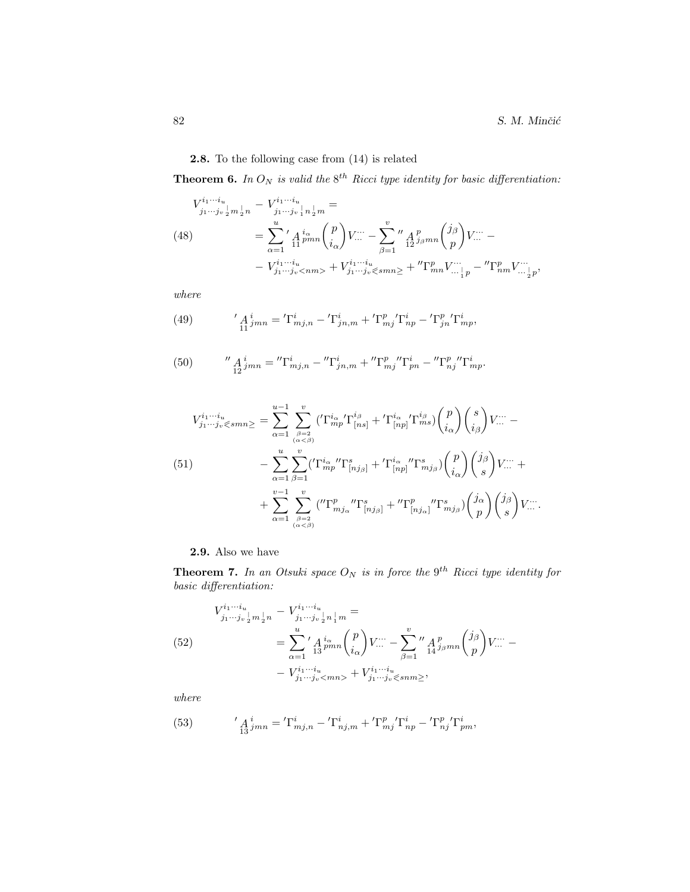**2.8.** To the following case from (14) is related

**Theorem 6.** *In $O_N$ is valid the $8^{th}$ Ricci type identity for basic differentiation:*

$$
\begin{aligned}
&V^{i_1\cdots i_u}_{j_1\cdots j_v \underset{2}{|} m \underset{2}{|} n} - V^{i_1\cdots i_u}_{j_1\cdots j_v \underset{1}{|} n \underset{2}{|} m} = \\
&= \sum_{\alpha=1}^{u} {}' \underset{11}{A}{}^{i_\alpha}_{pmn} \binom{p}{i_\alpha} V^{\cdots}_{\cdots} - \sum_{\beta=1}^{v} {}'' \underset{12}{A}{}^{p}_{j_\beta mn} \binom{j_\beta}{p} V^{\cdots}_{\cdots} - \\
&- V^{i_1\cdots i_u}_{j_1\cdots j_v < nm>} + V^{i_1\cdots i_u}_{j_1\cdots j_v \lessgtr smn \geq} + {}''\Gamma^p_{mn} V^{\cdots}_{\cdots \underset{1}{|} p} - {}''\Gamma^p_{nm} V^{\cdots}_{\cdots \underset{2}{|} p},
\end{aligned}
\tag{48}
$$

*where*

$$
{}' \underset{11}{A}{}^{i}_{jmn} = {}'\Gamma^i_{mj,n} - {}'\Gamma^i_{jn,m} + {}'\Gamma^p_{mj} {}'\Gamma^i_{np} - {}'\Gamma^p_{jn} {}'\Gamma^i_{mp},
\tag{49}
$$

$$
{}'' \underset{12}{A}{}^{i}_{jmn} = {}''\Gamma^i_{mj,n} - {}''\Gamma^i_{jn,m} + {}''\Gamma^p_{mj} {}''\Gamma^i_{pn} - {}''\Gamma^p_{nj} {}''\Gamma^i_{mp}.
\tag{50}
$$

$$
\begin{aligned}
V^{i_1\cdots i_u}_{j_1\cdots j_v \lessgtr smn \geq} &= \sum_{\alpha=1}^{u-1} \sum_{\substack{\beta=2 \\ (\alpha<\beta)}}^{v} ({}'\Gamma^{i_\alpha}_{mp} {}'\Gamma^{i_\beta}_{[ns]} + {}'\Gamma^{i_\alpha}_{[np]} {}'\Gamma^{i_\beta}_{ms}) \binom{p}{i_\alpha} \binom{s}{i_\beta} V^{\cdots}_{\cdots} - \\
&- \sum_{\alpha=1}^{u} \sum_{\beta=1}^{v} ({}'\Gamma^{i_\alpha}_{mp} {}''\Gamma^{s}_{[nj_\beta]} + {}'\Gamma^{i_\alpha}_{[np]} {}''\Gamma^{s}_{mj_\beta}) \binom{p}{i_\alpha} \binom{j_\beta}{s} V^{\cdots}_{\cdots} + \\
&+ \sum_{\alpha=1}^{v-1} \sum_{\substack{\beta=2 \\ (\alpha<\beta)}}^{v} ({}''\Gamma^{p}_{mj_\alpha} {}''\Gamma^{s}_{[nj_\beta]} + {}''\Gamma^{p}_{[nj_\alpha]} {}''\Gamma^{s}_{mj_\beta}) \binom{j_\alpha}{p} \binom{j_\beta}{s} V^{\cdots}_{\cdots}.
\end{aligned}
\tag{51}
$$

**2.9.** Also we have

**Theorem 7.** *In an Otsuki space $O_N$ is in force the $9^{th}$ Ricci type identity for basic differentiation:*

$$
\begin{aligned}
&V^{i_1\cdots i_u}_{j_1\cdots j_v \underset{2}{|} m \underset{2}{|} n} - V^{i_1\cdots i_u}_{j_1\cdots j_v \underset{2}{|} n \underset{1}{|} m} = \\
&= \sum_{\alpha=1}^{u} {}' \underset{13}{A}{}^{i_\alpha}_{pmn} \binom{p}{i_\alpha} V^{\cdots}_{\cdots} - \sum_{\beta=1}^{v} {}'' \underset{14}{A}{}^{p}_{j_\beta mn} \binom{j_\beta}{p} V^{\cdots}_{\cdots} - \\
&- V^{i_1\cdots i_u}_{j_1\cdots j_v < mn>} + V^{i_1\cdots i_u}_{j_1\cdots j_v \lessgtr snm \geq},
\end{aligned}
\tag{52}
$$

*where*

$$
{}' \underset{13}{A}{}^{i}_{jmn} = {}'\Gamma^i_{mj,n} - {}'\Gamma^i_{nj,m} + {}'\Gamma^p_{mj} {}'\Gamma^i_{np} - {}'\Gamma^p_{nj} {}'\Gamma^i_{pm},
\tag{53}
$$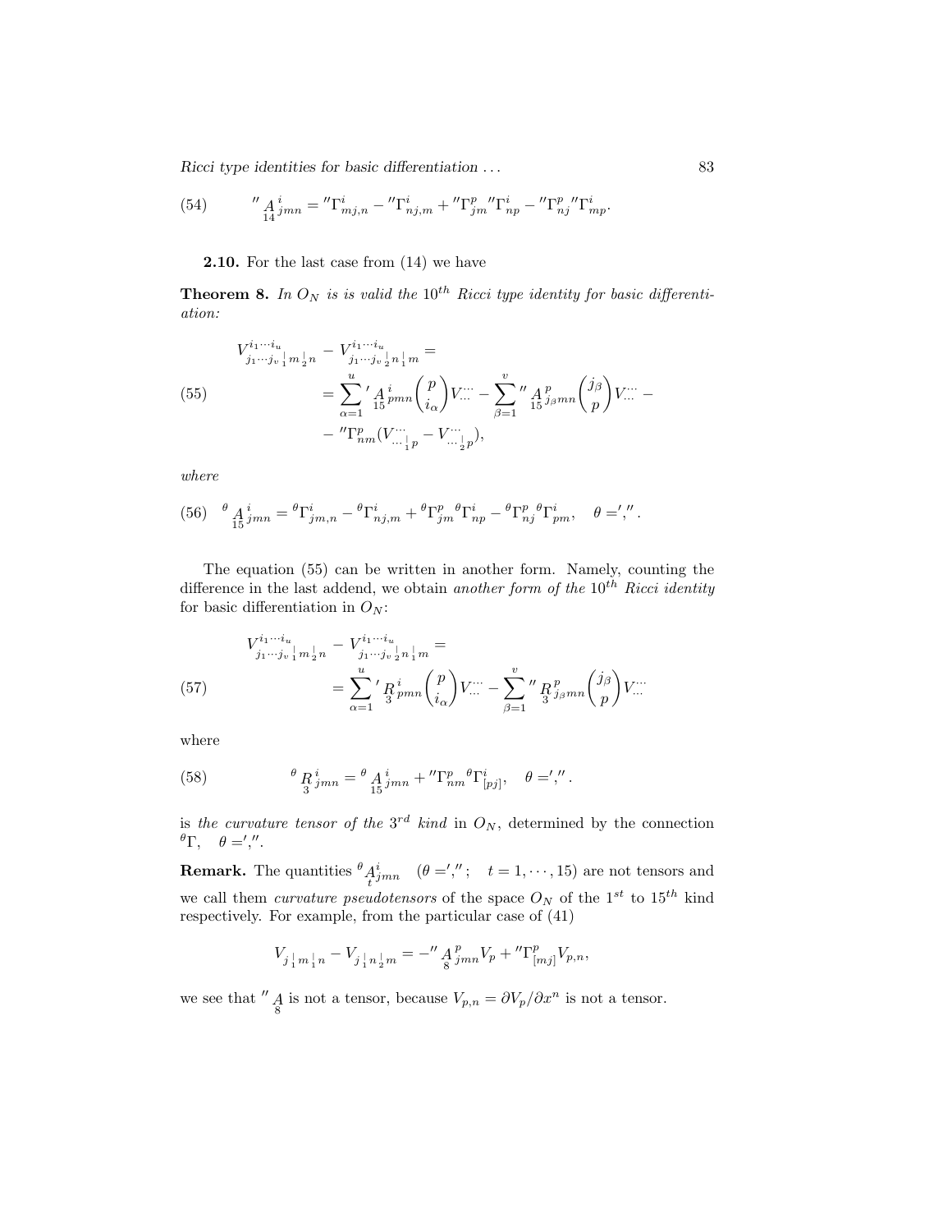$$\overset{\prime\prime}{\underset{14}{A}}{}^{i}_{jmn} = {}''\Gamma^i_{mj,n} - {}''\Gamma^i_{nj,m} + {}''\Gamma^p_{jm}\,{}''\Gamma^i_{np} - {}''\Gamma^p_{nj}\,{}''\Gamma^i_{mp}. \tag{54}$$

**2.10.** For the last case from (14) we have

**Theorem 8.** *In $O_N$ is is valid the $10^{th}$ Ricci type identity for basic differentiation:*

$$\begin{aligned} V^{i_1\cdots i_u}_{j_1\cdots j_v \underset{1}{|} m \underset{2}{|} n} - V^{i_1\cdots i_u}_{j_1\cdots j_v \underset{2}{|} n \underset{1}{|} m} = \\ = \sum_{\alpha=1}^{u} {}' \underset{15}{A}{}^{i}_{pmn} \binom{p}{i_\alpha} V^{\cdots}_{\cdots} - \sum_{\beta=1}^{v} {}'' \underset{15}{A}{}^{p}_{j_\beta mn} \binom{j_\beta}{p} V^{\cdots}_{\cdots} - \\ - {}''\Gamma^p_{nm} (V^{\cdots}_{\cdots \underset{1}{|} p} - V^{\cdots}_{\cdots \underset{2}{|} p}), \end{aligned} \tag{55}$$

*where*

$$ {}^\theta \underset{15}{A}{}^{i}_{jmn} = {}^\theta\Gamma^i_{jm,n} - {}^\theta\Gamma^i_{nj,m} + {}^\theta\Gamma^p_{jm}\,{}^\theta\Gamma^i_{np} - {}^\theta\Gamma^p_{nj}\,{}^\theta\Gamma^i_{pm}, \quad \theta = {}',{}''. \tag{56}$$

The equation (55) can be written in another form. Namely, counting the difference in the last addend, we obtain *another form of the $10^{th}$ Ricci identity* for basic differentiation in $O_N$:

$$\begin{aligned} V^{i_1\cdots i_u}_{j_1\cdots j_v \underset{1}{|} m \underset{2}{|} n} - V^{i_1\cdots i_u}_{j_1\cdots j_v \underset{2}{|} n \underset{1}{|} m} = \\ = \sum_{\alpha=1}^{u} {}' \underset{3}{R}{}^{i}_{pmn} \binom{p}{i_\alpha} V^{\cdots}_{\cdots} - \sum_{\beta=1}^{v} {}'' \underset{3}{R}{}^{p}_{j_\beta mn} \binom{j_\beta}{p} V^{\cdots}_{\cdots} \end{aligned} \tag{57}$$

where

$$ {}^\theta \underset{3}{R}{}^{i}_{jmn} = {}^\theta \underset{15}{A}{}^{i}_{jmn} + {}''\Gamma^p_{nm}\,{}^\theta\Gamma^i_{[pj]}, \quad \theta = {}',{}''. \tag{58}$$

is *the curvature tensor of the $3^{rd}$ kind* in $O_N$, determined by the connection ${}^\theta\Gamma, \quad \theta = {}',{}''$.

**Remark.** The quantities ${}^\theta \underset{t}{A}{}^{i}_{jmn} \quad (\theta = {}',{}''; \quad t = 1, \cdots, 15)$ are not tensors and we call them *curvature pseudotensors* of the space $O_N$ of the $1^{st}$ to $15^{th}$ kind respectively. For example, from the particular case of (41)

$$V_{j \underset{1}{|} m \underset{1}{|} n} - V_{j \underset{1}{|} n \underset{2}{|} m} = -{}'' \underset{8}{A}{}^{p}_{jmn} V_p + {}''\Gamma^p_{[mj]} V_{p,n},$$

we see that ${}'' \underset{8}{A}$ is not a tensor, because $V_{p,n} = \partial V_p / \partial x^n$ is not a tensor.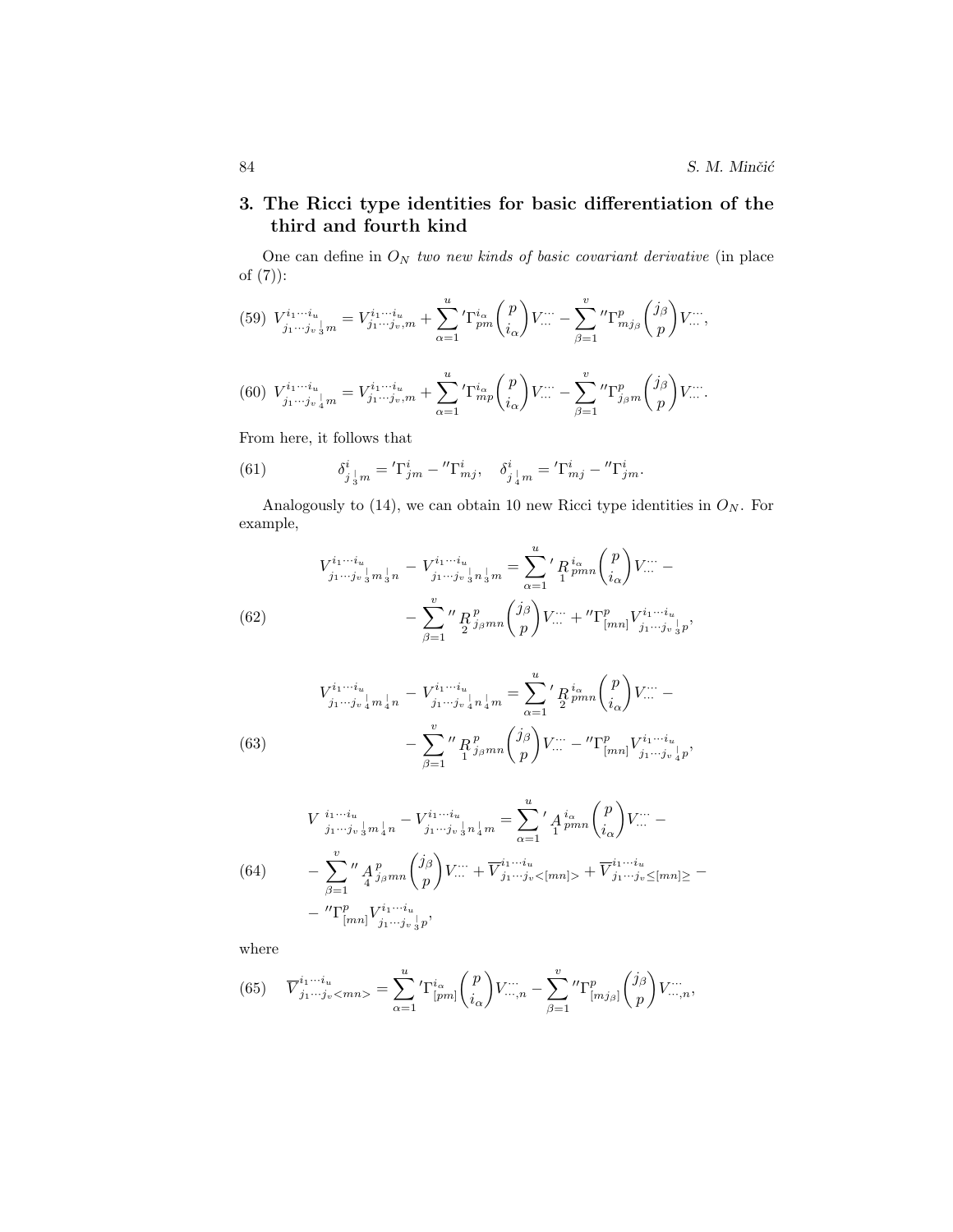## 3. The Ricci type identities for basic differentiation of the third and fourth kind

One can define in $O_N$ *two new kinds of basic covariant derivative* (in place of (7)):

$$
(59)\quad V^{i_1\cdots i_u}_{j_1\cdots j_v\underset{3}{\mid} m} = V^{i_1\cdots i_u}_{j_1\cdots j_v,m} + \sum_{\alpha=1}^{u} {}'\Gamma^{i_\alpha}_{pm}\binom{p}{i_\alpha}V^{\cdots}_{\cdots} - \sum_{\beta=1}^{v} {}''\Gamma^{p}_{mj_\beta}\binom{j_\beta}{p}V^{\cdots}_{\cdots},
$$

$$
(60)\quad V^{i_1\cdots i_u}_{j_1\cdots j_v\underset{4}{\mid} m} = V^{i_1\cdots i_u}_{j_1\cdots j_v,m} + \sum_{\alpha=1}^{u} {}'\Gamma^{i_\alpha}_{mp}\binom{p}{i_\alpha}V^{\cdots}_{\cdots} - \sum_{\beta=1}^{v} {}''\Gamma^{p}_{j_\beta m}\binom{j_\beta}{p}V^{\cdots}_{\cdots}.
$$

From here, it follows that

$$
(61)\qquad \delta^i_{j\underset{3}{\mid} m} = {}'\Gamma^i_{jm} - {}''\Gamma^i_{mj}, \quad \delta^i_{j\underset{4}{\mid} m} = {}'\Gamma^i_{mj} - {}''\Gamma^i_{jm}.
$$

Analogously to (14), we can obtain 10 new Ricci type identities in $O_N$. For example,

$$
(62)\qquad
\begin{aligned}
V^{i_1\cdots i_u}_{j_1\cdots j_v\underset{3}{\mid} m\underset{3}{\mid} n} - V^{i_1\cdots i_u}_{j_1\cdots j_v\underset{3}{\mid} n\underset{3}{\mid} m} &= \sum_{\alpha=1}^{u} {}'\underset{1}{R}{}^{i_\alpha}_{pmn}\binom{p}{i_\alpha}V^{\cdots}_{\cdots} - \\
&- \sum_{\beta=1}^{v} {}''\underset{2}{R}{}^{p}_{j_\beta mn}\binom{j_\beta}{p}V^{\cdots}_{\cdots} + {}''\Gamma^p_{[mn]}V^{i_1\cdots i_u}_{j_1\cdots j_v\underset{3}{\mid} p},
\end{aligned}
$$

$$
(63)\qquad
\begin{aligned}
V^{i_1\cdots i_u}_{j_1\cdots j_v\underset{4}{\mid} m\underset{4}{\mid} n} - V^{i_1\cdots i_u}_{j_1\cdots j_v\underset{4}{\mid} n\underset{4}{\mid} m} &= \sum_{\alpha=1}^{u} {}'\underset{2}{R}{}^{i_\alpha}_{pmn}\binom{p}{i_\alpha}V^{\cdots}_{\cdots} - \\
&- \sum_{\beta=1}^{v} {}''\underset{1}{R}{}^{p}_{j_\beta mn}\binom{j_\beta}{p}V^{\cdots}_{\cdots} - {}''\Gamma^p_{[mn]}V^{i_1\cdots i_u}_{j_1\cdots j_v\underset{4}{\mid} p},
\end{aligned}
$$

$$
(64)\qquad
\begin{aligned}
&V^{\ i_1\cdots i_u}_{j_1\cdots j_v\underset{3}{\mid} m\underset{4}{\mid} n} - V^{i_1\cdots i_u}_{j_1\cdots j_v\underset{3}{\mid} n\underset{4}{\mid} m} = \sum_{\alpha=1}^{u} {}'\underset{1}{A}{}^{i_\alpha}_{pmn}\binom{p}{i_\alpha}V^{\cdots}_{\cdots} - \\
&- \sum_{\beta=1}^{v} {}''\underset{4}{A}{}^{p}_{j_\beta mn}\binom{j_\beta}{p}V^{\cdots}_{\cdots} + \overline{V}^{i_1\cdots i_u}_{j_1\cdots j_v<[mn]>} + \overline{V}^{i_1\cdots i_u}_{j_1\cdots j_v\leq[mn]\geq} - \\
&- {}''\Gamma^p_{[mn]}V^{i_1\cdots i_u}_{j_1\cdots j_v\underset{3}{\mid} p},
\end{aligned}
$$

where

$$
(65)\quad \overline{V}^{i_1\cdots i_u}_{j_1\cdots j_v<mn>} = \sum_{\alpha=1}^{u} {}'\Gamma^{i_\alpha}_{[pm]}\binom{p}{i_\alpha}V^{\cdots}_{\cdots,n} - \sum_{\beta=1}^{v} {}''\Gamma^{p}_{[mj_\beta]}\binom{j_\beta}{p}V^{\cdots}_{\cdots,n},
$$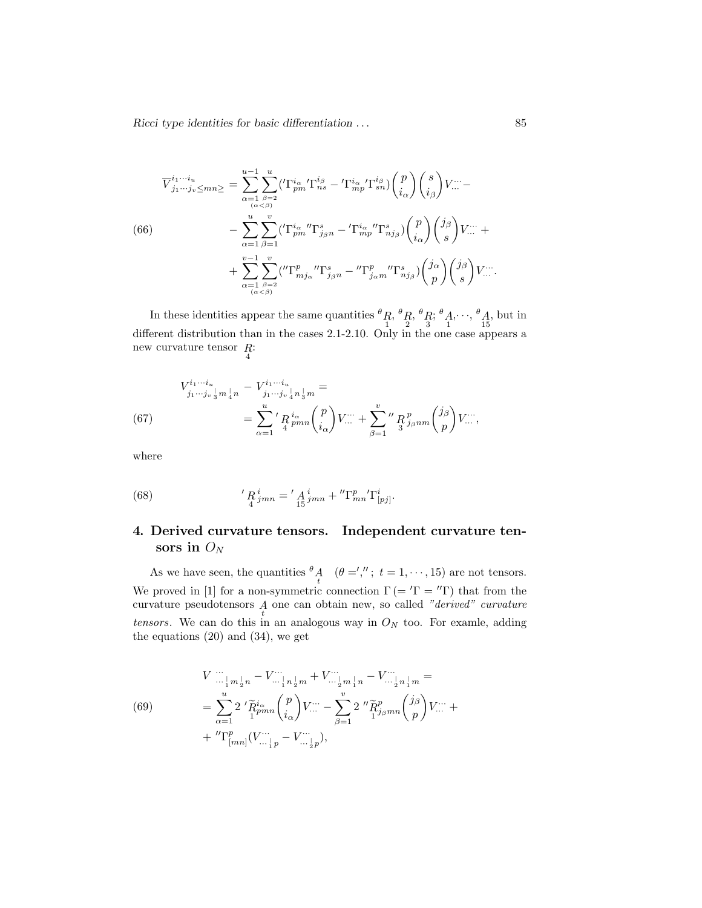$$
\overline{V}^{i_1\cdots i_u}_{j_1\cdots j_v\le mn\ge} = \sum_{\substack{\alpha=1\\(\alpha<\beta)}}^{u-1}\sum_{\beta=2}^{u}({}'\Gamma^{i_\alpha}_{pm}{}'\Gamma^{i_\beta}_{ns} - {}'\Gamma^{i_\alpha}_{mp}{}'\Gamma^{i_\beta}_{sn})\binom{p}{i_\alpha}\binom{s}{i_\beta}V^{\cdots}_{\cdots} -
$$

$$
\tag{66} - \sum_{\alpha=1}^{u}\sum_{\beta=1}^{v}({}'\Gamma^{i_\alpha}_{pm}{}''\Gamma^{s}_{j_\beta n} - {}'\Gamma^{i_\alpha}_{mp}{}''\Gamma^{s}_{nj_\beta})\binom{p}{i_\alpha}\binom{j_\beta}{s}V^{\cdots}_{\cdots} +
$$

$$
+ \sum_{\substack{\alpha=1\\(\alpha<\beta)}}^{v-1}\sum_{\beta=2}^{v}({}''\Gamma^{p}_{mj_\alpha}{}''\Gamma^{s}_{j_\beta n} - {}''\Gamma^{p}_{j_\alpha m}{}''\Gamma^{s}_{nj_\beta})\binom{j_\alpha}{p}\binom{j_\beta}{s}V^{\cdots}_{\cdots}.
$$

In these identities appear the same quantities ${}^\theta\underset{1}{R}, {}^\theta\underset{2}{R}, {}^\theta\underset{3}{R}; {}^\theta\underset{1}{A}, \cdots, {}^\theta\underset{15}{A}$, but in different distribution than in the cases 2.1-2.10. Only in the one case appears a new curvature tensor $\underset{4}{R}$:

$$
\tag{67}
\begin{aligned}
&V^{i_1\cdots i_u}_{j_1\cdots j_v \underset{3}{|} m \underset{4}{|} n} - V^{i_1\cdots i_u}_{j_1\cdots j_v \underset{4}{|} n \underset{3}{|} m} = \\
&= \sum_{\alpha=1}^{u} {}'\underset{4}{R}{}^{i_\alpha}_{pmn}\binom{p}{i_\alpha}V^{\cdots}_{\cdots} + \sum_{\beta=1}^{v} {}''\underset{3}{R}{}^{p}_{j_\beta nm}\binom{j_\beta}{p}V^{\cdots}_{\cdots},
\end{aligned}
$$

where

$$
\tag{68} {}'\underset{4}{R}{}^{i}_{jmn} = {}'\underset{15}{A}{}^{i}_{jmn} + {}''\Gamma^{p}_{mn}{}'\Gamma^{i}_{[pj]}.
$$

## 4. Derived curvature tensors. Independent curvature tensors in $O_N$

As we have seen, the quantities ${}^\theta\underset{t}{A}$ $\quad(\theta = ', ''; \ t = 1, \cdots, 15)$ are not tensors. We proved in [1] for a non-symmetric connection $\Gamma\, (= {}'\Gamma = {}''\Gamma)$ that from the curvature pseudotensors $\underset{t}{A}$ one can obtain new, so called *"derived" curvature tensors*. We can do this in an analogous way in $O_N$ too. For examle, adding the equations (20) and (34), we get

$$
\tag{69}
\begin{aligned}
&V^{\cdots}_{\cdots \underset{1}{|} m \underset{2}{|} n} - V^{\cdots}_{\cdots \underset{1}{|} n \underset{2}{|} m} + V^{\cdots}_{\cdots \underset{2}{|} m \underset{1}{|} n} - V^{\cdots}_{\cdots \underset{2}{|} n \underset{1}{|} m} = \\
&= \sum_{\alpha=1}^{u} 2\, {}'\underset{1}{\widetilde{R}}{}^{i_\alpha}_{pmn}\binom{p}{i_\alpha}V^{\cdots}_{\cdots} - \sum_{\beta=1}^{v} 2\, {}''\underset{1}{\widetilde{R}}{}^{p}_{j_\beta mn}\binom{j_\beta}{p}V^{\cdots}_{\cdots} + \\
&+ {}''\Gamma^{p}_{[mn]}(V^{\cdots}_{\cdots \underset{1}{|} p} - V^{\cdots}_{\cdots \underset{2}{|} p}),
\end{aligned}
$$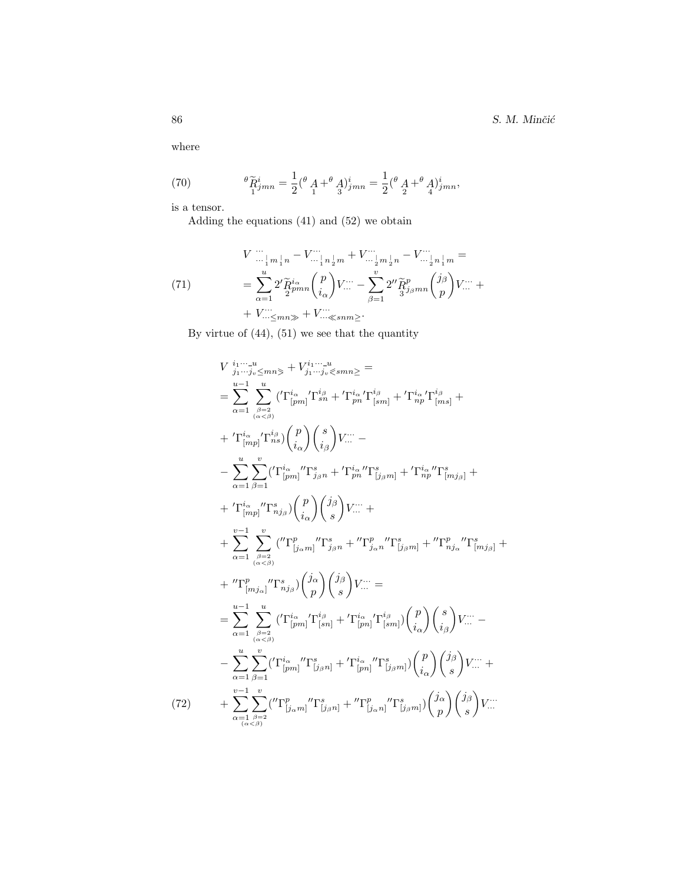where

$$
\tag{70} {}^{\theta}\underset{1}{\widetilde{R}}{}^{i}_{jmn} = \frac{1}{2}({}^{\theta}\underset{1}{A} + {}^{\theta}\underset{3}{A})^{i}_{jmn} = \frac{1}{2}({}^{\theta}\underset{2}{A} + {}^{\theta}\underset{4}{A})^{i}_{jmn},
$$

is a tensor.

Adding the equations (41) and (52) we obtain

$$
\tag{71}
\begin{aligned}
&V^{\cdots}_{\cdots\underset{1}{|}m\underset{1}{|}n} - V^{\cdots}_{\cdots\underset{1}{|}n\underset{2}{|}m} + V^{\cdots}_{\cdots\underset{2}{|}m\underset{2}{|}n} - V^{\cdots}_{\cdots\underset{2}{|}n\underset{1}{|}m} = \\
&= \sum_{\alpha=1}^{u} 2'\underset{2}{\widetilde{R}}{}^{i_\alpha}_{pmn}\binom{p}{i_\alpha}V^{\cdots}_{\cdots} - \sum_{\beta=1}^{v} 2''\underset{3}{\widetilde{R}}{}^{p}_{j_\beta mn}\binom{j_\beta}{p}V^{\cdots}_{\cdots} + \\
&+ V^{\cdots}_{\cdots \leq mn \gg} + V^{\cdots}_{\cdots \ll snm \geq}.
\end{aligned}
$$

By virtue of (44), (51) we see that the quantity

$$
\tag{72}
\begin{aligned}
&V^{\,i_1\cdots i_u}_{\,j_1\cdots j_v \leq mn \gg} + V^{i_1\cdots i_u}_{j_1\cdots j_v \ll smn \geq} = \\
&= \sum_{\alpha=1}^{u-1}\sum_{\substack{\beta=2\\(\alpha<\beta)}}^{u} ('\Gamma^{i_\alpha}_{[pm]}{}'\Gamma^{i_\beta}_{sn} + {}'\Gamma^{i_\alpha}_{pn}{}'\Gamma^{i_\beta}_{[sm]} + {}'\Gamma^{i_\alpha}_{np}{}'\Gamma^{i_\beta}_{[ms]} + \\
&+ {}'\Gamma^{i_\alpha}_{[mp]}{}'\Gamma^{i_\beta}_{ns})\binom{p}{i_\alpha}\binom{s}{i_\beta}V^{\cdots}_{\cdots} - \\
&- \sum_{\alpha=1}^{u}\sum_{\beta=1}^{v} ('\Gamma^{i_\alpha}_{[pm]}{}''\Gamma^{s}_{j_\beta n} + {}'\Gamma^{i_\alpha}_{pn}{}''\Gamma^{s}_{[j_\beta m]} + {}'\Gamma^{i_\alpha}_{np}{}''\Gamma^{s}_{[mj_\beta]} + \\
&+ {}'\Gamma^{i_\alpha}_{[mp]}{}''\Gamma^{s}_{nj_\beta})\binom{p}{i_\alpha}\binom{j_\beta}{s}V^{\cdots}_{\cdots} + \\
&+ \sum_{\alpha=1}^{v-1}\sum_{\substack{\beta=2\\(\alpha<\beta)}}^{v} (''\Gamma^{p}_{[j_\alpha m]}{}''\Gamma^{s}_{j_\beta n} + {}''\Gamma^{p}_{j_\alpha n}{}''\Gamma^{s}_{[j_\beta m]} + {}''\Gamma^{p}_{nj_\alpha}{}''\Gamma^{s}_{[mj_\beta]} + \\
&+ {}''\Gamma^{p}_{[mj_\alpha]}{}''\Gamma^{s}_{nj_\beta})\binom{j_\alpha}{p}\binom{j_\beta}{s}V^{\cdots}_{\cdots} = \\
&= \sum_{\alpha=1}^{u-1}\sum_{\substack{\beta=2\\(\alpha<\beta)}}^{u} ('\Gamma^{i_\alpha}_{[pm]}{}'\Gamma^{i_\beta}_{[sn]} + {}'\Gamma^{i_\alpha}_{[pn]}{}'\Gamma^{i_\beta}_{[sm]})\binom{p}{i_\alpha}\binom{s}{i_\beta}V^{\cdots}_{\cdots} - \\
&- \sum_{\alpha=1}^{u}\sum_{\beta=1}^{v} ('\Gamma^{i_\alpha}_{[pm]}{}''\Gamma^{s}_{[j_\beta n]} + {}'\Gamma^{i_\alpha}_{[pn]}{}''\Gamma^{s}_{[j_\beta m]})\binom{p}{i_\alpha}\binom{j_\beta}{s}V^{\cdots}_{\cdots} + \\
&+ \sum_{\alpha=1}^{v-1}\sum_{\substack{\beta=2\\(\alpha<\beta)}}^{v} (''\Gamma^{p}_{[j_\alpha m]}{}''\Gamma^{s}_{[j_\beta n]} + {}''\Gamma^{p}_{[j_\alpha n]}{}''\Gamma^{s}_{[j_\beta m]})\binom{j_\alpha}{p}\binom{j_\beta}{s}V^{\cdots}_{\cdots}
\end{aligned}
$$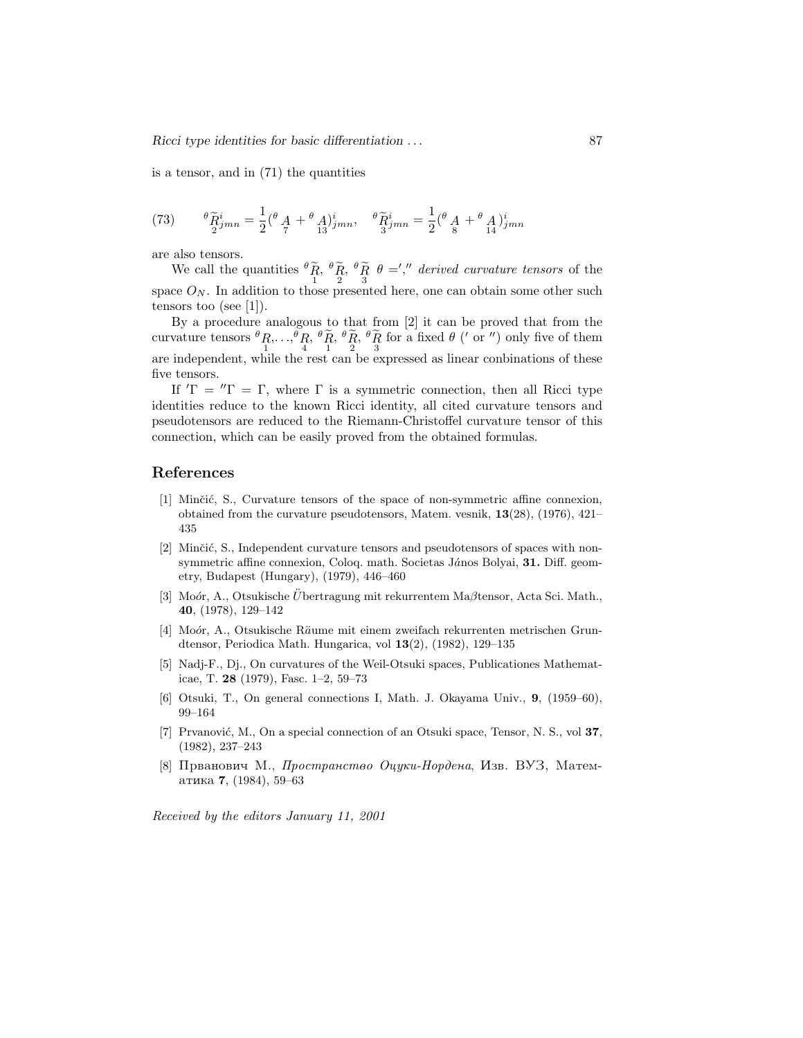is a tensor, and in (71) the quantities

$$(73) \qquad {}^{\theta}\underset{2}{\widetilde{R}}{}^{i}_{jmn} = \frac{1}{2}({}^{\theta}\underset{7}{A} + {}^{\theta}\underset{13}{A})^{i}_{jmn}, \quad {}^{\theta}\underset{3}{\widetilde{R}}{}^{i}_{jmn} = \frac{1}{2}({}^{\theta}\underset{8}{A} + {}^{\theta}\underset{14}{A})^{i}_{jmn}$$

are also tensors.

We call the quantities ${}^{\theta}\underset{1}{\widetilde{R}}$, ${}^{\theta}\underset{2}{\widetilde{R}}$, ${}^{\theta}\underset{3}{\widetilde{R}}$ $\theta = ', ''$ *derived curvature tensors* of the space $O_N$. In addition to those presented here, one can obtain some other such tensors too (see [1]).

By a procedure analogous to that from [2] it can be proved that from the curvature tensors ${}^{\theta}\underset{1}{R}, \ldots, {}^{\theta}\underset{4}{R}$, ${}^{\theta}\underset{1}{\widetilde{R}}$, ${}^{\theta}\underset{2}{\widetilde{R}}$, ${}^{\theta}\underset{3}{\widetilde{R}}$ for a fixed $\theta$ ($'$ or $''$) only five of them are independent, while the rest can be expressed as linear conbinations of these five tensors.

If $'\Gamma = {}''\Gamma = \Gamma$, where $\Gamma$ is a symmetric connection, then all Ricci type identities reduce to the known Ricci identity, all cited curvature tensors and pseudotensors are reduced to the Riemann-Christoffel curvature tensor of this connection, which can be easily proved from the obtained formulas.

## References

[1] Minčić, S., Curvature tensors of the space of non-symmetric affine connexion, obtained from the curvature pseudotensors, Matem. vesnik, **13**(28), (1976), 421–435

[2] Minčić, S., Independent curvature tensors and pseudotensors of spaces with non-symmetric affine connexion, Coloq. math. Societas János Bolyai, **31.** Diff. geometry, Budapest (Hungary), (1979), 446–460

[3] Moór, A., Otsukische Übertragung mit rekurrentem Maßtensor, Acta Sci. Math., **40**, (1978), 129–142

[4] Moór, A., Otsukische Räume mit einem zweifach rekurrenten metrischen Grundtensor, Periodica Math. Hungarica, vol **13**(2), (1982), 129–135

[5] Nadj-F., Dj., On curvatures of the Weil-Otsuki spaces, Publicationes Mathematicae, T. **28** (1979), Fasc. 1–2, 59–73

[6] Otsuki, T., On general connections I, Math. J. Okayama Univ., **9**, (1959–60), 99–164

[7] Prvanović, M., On a special connection of an Otsuki space, Tensor, N. S., vol **37**, (1982), 237–243

[8] Прванович М., *Пространство Оцуки-Нордена*, Изв. ВУЗ, Математика **7**, (1984), 59–63

*Received by the editors January 11, 2001*